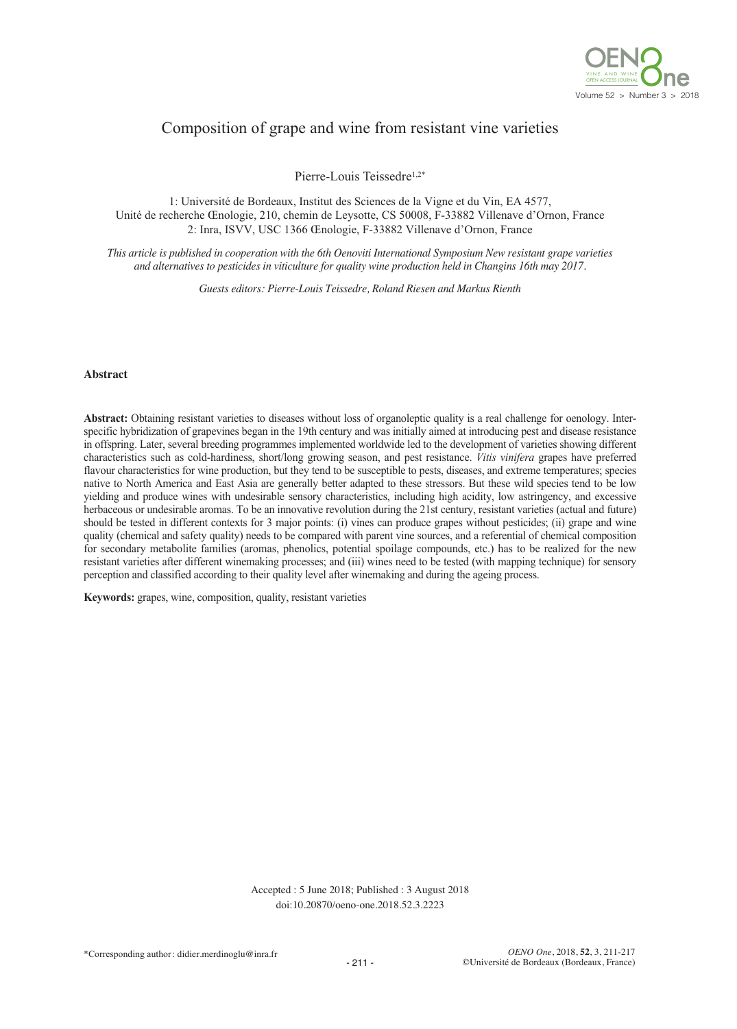# Composition of grape and wine from resistant vine varieties

Pierre-Louis Teissedre[1,2*]

1: Université de Bordeaux, Institut des Sciences de la Vigne et du Vin, EA 4577, Unité de recherche Œnologie, 210, chemin de Leysotte, CS 50008, F-33882 Villenave d'Ornon, France
2: Inra, ISVV, USC 1366 Œnologie, F-33882 Villenave d'Ornon, France

*This article is published in cooperation with the 6th Oenoviti International Symposium New resistant grape varieties and alternatives to pesticides in viticulture for quality wine production held in Changins 16th may 2017.*

*Guests editors: Pierre-Louis Teissedre, Roland Riesen and Markus Rienth*

## Abstract

**Abstract:** Obtaining resistant varieties to diseases without loss of organoleptic quality is a real challenge for oenology. Interspecific hybridization of grapevines began in the 19th century and was initially aimed at introducing pest and disease resistance in offspring. Later, several breeding programmes implemented worldwide led to the development of varieties showing different characteristics such as cold-hardiness, short/long growing season, and pest resistance. *Vitis vinifera* grapes have preferred flavour characteristics for wine production, but they tend to be susceptible to pests, diseases, and extreme temperatures; species native to North America and East Asia are generally better adapted to these stressors. But these wild species tend to be low yielding and produce wines with undesirable sensory characteristics, including high acidity, low astringency, and excessive herbaceous or undesirable aromas. To be an innovative revolution during the 21st century, resistant varieties (actual and future) should be tested in different contexts for 3 major points: (i) vines can produce grapes without pesticides; (ii) grape and wine quality (chemical and safety quality) needs to be compared with parent vine sources, and a referential of chemical composition for secondary metabolite families (aromas, phenolics, potential spoilage compounds, etc.) has to be realized for the new resistant varieties after different winemaking processes; and (iii) wines need to be tested (with mapping technique) for sensory perception and classified according to their quality level after winemaking and during the ageing process.

**Keywords:** grapes, wine, composition, quality, resistant varieties

Accepted : 5 June 2018; Published : 3 August 2018
doi:10.20870/oeno-one.2018.52.3.2223

*Corresponding author: didier.merdinoglu@inra.fr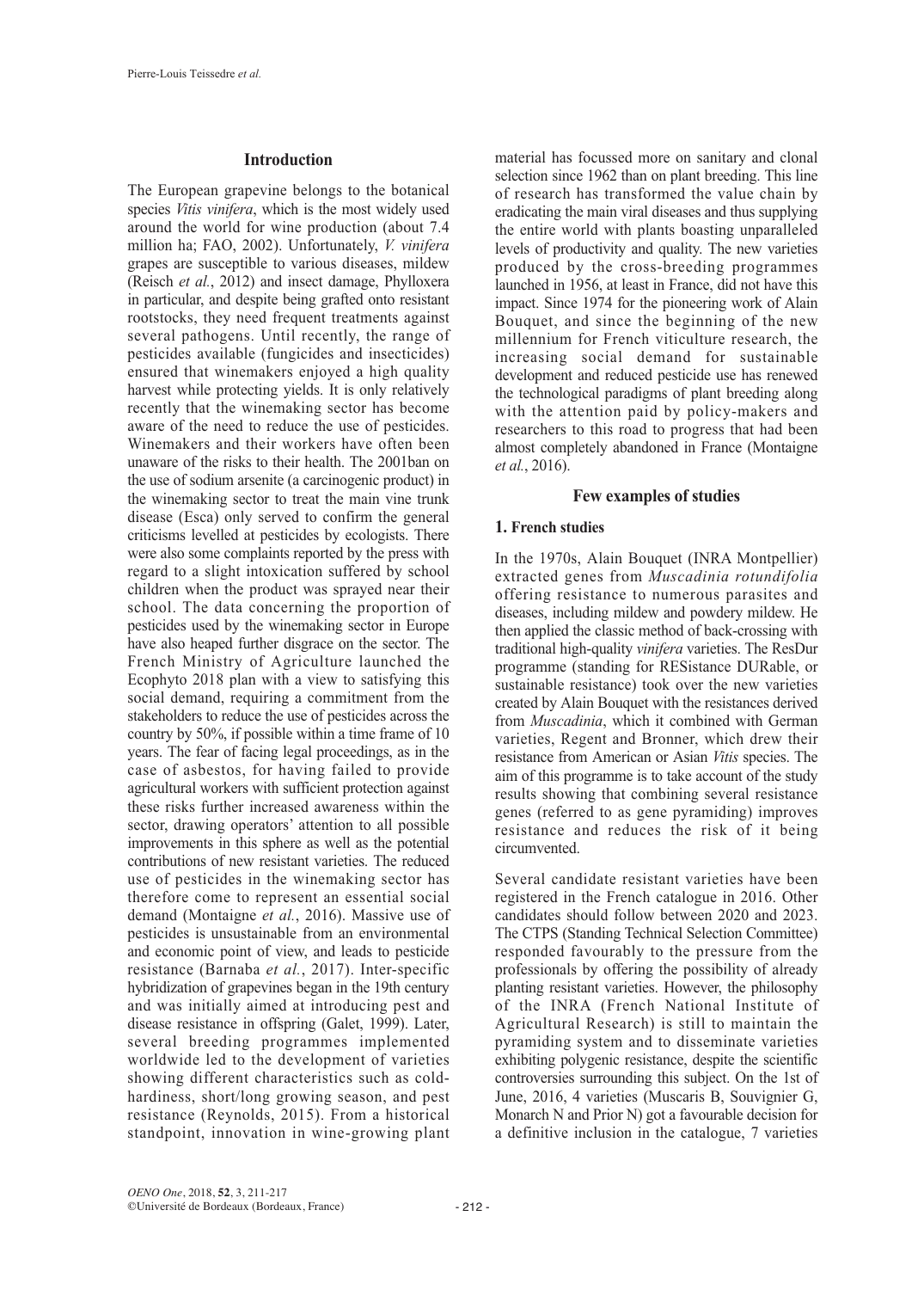## Introduction

The European grapevine belongs to the botanical species *Vitis vinifera*, which is the most widely used around the world for wine production (about 7.4 million ha; FAO, 2002). Unfortunately, *V. vinifera* grapes are susceptible to various diseases, mildew (Reisch *et al.*, 2012) and insect damage, Phylloxera in particular, and despite being grafted onto resistant rootstocks, they need frequent treatments against several pathogens. Until recently, the range of pesticides available (fungicides and insecticides) ensured that winemakers enjoyed a high quality harvest while protecting yields. It is only relatively recently that the winemaking sector has become aware of the need to reduce the use of pesticides. Winemakers and their workers have often been unaware of the risks to their health. The 2001ban on the use of sodium arsenite (a carcinogenic product) in the winemaking sector to treat the main vine trunk disease (Esca) only served to confirm the general criticisms levelled at pesticides by ecologists. There were also some complaints reported by the press with regard to a slight intoxication suffered by school children when the product was sprayed near their school. The data concerning the proportion of pesticides used by the winemaking sector in Europe have also heaped further disgrace on the sector. The French Ministry of Agriculture launched the Ecophyto 2018 plan with a view to satisfying this social demand, requiring a commitment from the stakeholders to reduce the use of pesticides across the country by 50%, if possible within a time frame of 10 years. The fear of facing legal proceedings, as in the case of asbestos, for having failed to provide agricultural workers with sufficient protection against these risks further increased awareness within the sector, drawing operators' attention to all possible improvements in this sphere as well as the potential contributions of new resistant varieties. The reduced use of pesticides in the winemaking sector has therefore come to represent an essential social demand (Montaigne *et al.*, 2016). Massive use of pesticides is unsustainable from an environmental and economic point of view, and leads to pesticide resistance (Barnaba *et al.*, 2017). Inter-specific hybridization of grapevines began in the 19th century and was initially aimed at introducing pest and disease resistance in offspring (Galet, 1999). Later, several breeding programmes implemented worldwide led to the development of varieties showing different characteristics such as cold-hardiness, short/long growing season, and pest resistance (Reynolds, 2015). From a historical standpoint, innovation in wine-growing plant material has focussed more on sanitary and clonal selection since 1962 than on plant breeding. This line of research has transformed the value chain by eradicating the main viral diseases and thus supplying the entire world with plants boasting unparalleled levels of productivity and quality. The new varieties produced by the cross-breeding programmes launched in 1956, at least in France, did not have this impact. Since 1974 for the pioneering work of Alain Bouquet, and since the beginning of the new millennium for French viticulture research, the increasing social demand for sustainable development and reduced pesticide use has renewed the technological paradigms of plant breeding along with the attention paid by policy-makers and researchers to this road to progress that had been almost completely abandoned in France (Montaigne *et al.*, 2016).

## Few examples of studies

### 1. French studies

In the 1970s, Alain Bouquet (INRA Montpellier) extracted genes from *Muscadinia rotundifolia* offering resistance to numerous parasites and diseases, including mildew and powdery mildew. He then applied the classic method of back-crossing with traditional high-quality *vinifera* varieties. The ResDur programme (standing for RESistance DURable, or sustainable resistance) took over the new varieties created by Alain Bouquet with the resistances derived from *Muscadinia*, which it combined with German varieties, Regent and Bronner, which drew their resistance from American or Asian *Vitis* species. The aim of this programme is to take account of the study results showing that combining several resistance genes (referred to as gene pyramiding) improves resistance and reduces the risk of it being circumvented.

Several candidate resistant varieties have been registered in the French catalogue in 2016. Other candidates should follow between 2020 and 2023. The CTPS (Standing Technical Selection Committee) responded favourably to the pressure from the professionals by offering the possibility of already planting resistant varieties. However, the philosophy of the INRA (French National Institute of Agricultural Research) is still to maintain the pyramiding system and to disseminate varieties exhibiting polygenic resistance, despite the scientific controversies surrounding this subject. On the 1st of June, 2016, 4 varieties (Muscaris B, Souvignier G, Monarch N and Prior N) got a favourable decision for a definitive inclusion in the catalogue, 7 varieties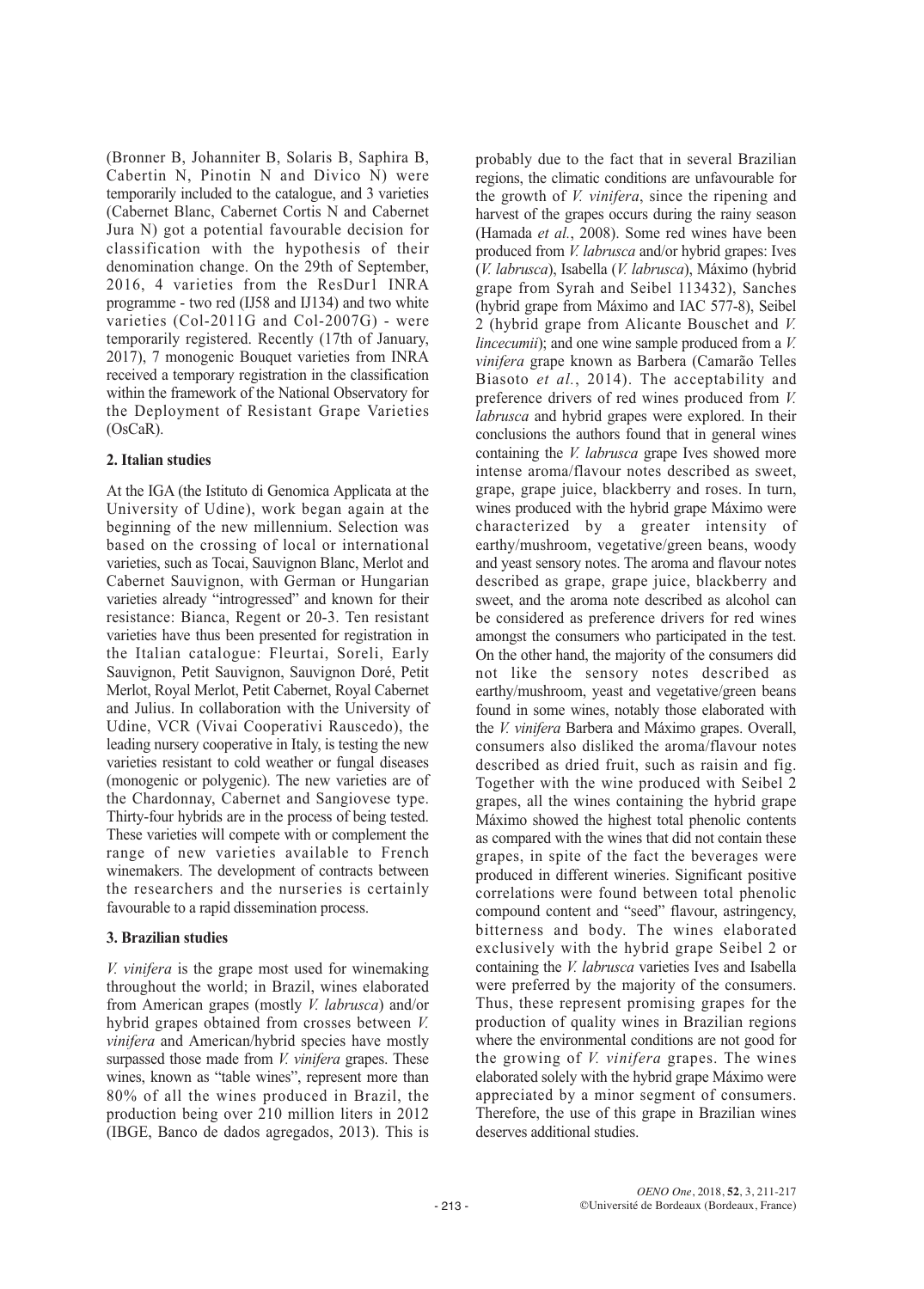(Bronner B, Johanniter B, Solaris B, Saphira B, Cabertin N, Pinotin N and Divico N) were temporarily included to the catalogue, and 3 varieties (Cabernet Blanc, Cabernet Cortis N and Cabernet Jura N) got a potential favourable decision for classification with the hypothesis of their denomination change. On the 29th of September, 2016, 4 varieties from the ResDur1 INRA programme - two red (IJ58 and IJ134) and two white varieties (Col-2011G and Col-2007G) - were temporarily registered. Recently (17th of January, 2017), 7 monogenic Bouquet varieties from INRA received a temporary registration in the classification within the framework of the National Observatory for the Deployment of Resistant Grape Varieties (OsCaR).

## 2. Italian studies

At the IGA (the Istituto di Genomica Applicata at the University of Udine), work began again at the beginning of the new millennium. Selection was based on the crossing of local or international varieties, such as Tocai, Sauvignon Blanc, Merlot and Cabernet Sauvignon, with German or Hungarian varieties already "introgressed" and known for their resistance: Bianca, Regent or 20-3. Ten resistant varieties have thus been presented for registration in the Italian catalogue: Fleurtai, Soreli, Early Sauvignon, Petit Sauvignon, Sauvignon Doré, Petit Merlot, Royal Merlot, Petit Cabernet, Royal Cabernet and Julius. In collaboration with the University of Udine, VCR (Vivai Cooperativi Rauscedo), the leading nursery cooperative in Italy, is testing the new varieties resistant to cold weather or fungal diseases (monogenic or polygenic). The new varieties are of the Chardonnay, Cabernet and Sangiovese type. Thirty-four hybrids are in the process of being tested. These varieties will compete with or complement the range of new varieties available to French winemakers. The development of contracts between the researchers and the nurseries is certainly favourable to a rapid dissemination process.

## 3. Brazilian studies

*V. vinifera* is the grape most used for winemaking throughout the world; in Brazil, wines elaborated from American grapes (mostly *V. labrusca*) and/or hybrid grapes obtained from crosses between *V. vinifera* and American/hybrid species have mostly surpassed those made from *V. vinifera* grapes. These wines, known as "table wines", represent more than 80% of all the wines produced in Brazil, the production being over 210 million liters in 2012 (IBGE, Banco de dados agregados, 2013). This is probably due to the fact that in several Brazilian regions, the climatic conditions are unfavourable for the growth of *V. vinifera*, since the ripening and harvest of the grapes occurs during the rainy season (Hamada *et al.*, 2008). Some red wines have been produced from *V. labrusca* and/or hybrid grapes: Ives (*V. labrusca*), Isabella (*V. labrusca*), Máximo (hybrid grape from Syrah and Seibel 113432), Sanches (hybrid grape from Máximo and IAC 577-8), Seibel 2 (hybrid grape from Alicante Bouschet and *V. lincecumii*); and one wine sample produced from a *V. vinifera* grape known as Barbera (Camarão Telles Biasoto *et al.*, 2014). The acceptability and preference drivers of red wines produced from *V. labrusca* and hybrid grapes were explored. In their conclusions the authors found that in general wines containing the *V. labrusca* grape Ives showed more intense aroma/flavour notes described as sweet, grape, grape juice, blackberry and roses. In turn, wines produced with the hybrid grape Máximo were characterized by a greater intensity of earthy/mushroom, vegetative/green beans, woody and yeast sensory notes. The aroma and flavour notes described as grape, grape juice, blackberry and sweet, and the aroma note described as alcohol can be considered as preference drivers for red wines amongst the consumers who participated in the test. On the other hand, the majority of the consumers did not like the sensory notes described as earthy/mushroom, yeast and vegetative/green beans found in some wines, notably those elaborated with the *V. vinifera* Barbera and Máximo grapes. Overall, consumers also disliked the aroma/flavour notes described as dried fruit, such as raisin and fig. Together with the wine produced with Seibel 2 grapes, all the wines containing the hybrid grape Máximo showed the highest total phenolic contents as compared with the wines that did not contain these grapes, in spite of the fact the beverages were produced in different wineries. Significant positive correlations were found between total phenolic compound content and "seed" flavour, astringency, bitterness and body. The wines elaborated exclusively with the hybrid grape Seibel 2 or containing the *V. labrusca* varieties Ives and Isabella were preferred by the majority of the consumers. Thus, these represent promising grapes for the production of quality wines in Brazilian regions where the environmental conditions are not good for the growing of *V. vinifera* grapes. The wines elaborated solely with the hybrid grape Máximo were appreciated by a minor segment of consumers. Therefore, the use of this grape in Brazilian wines deserves additional studies.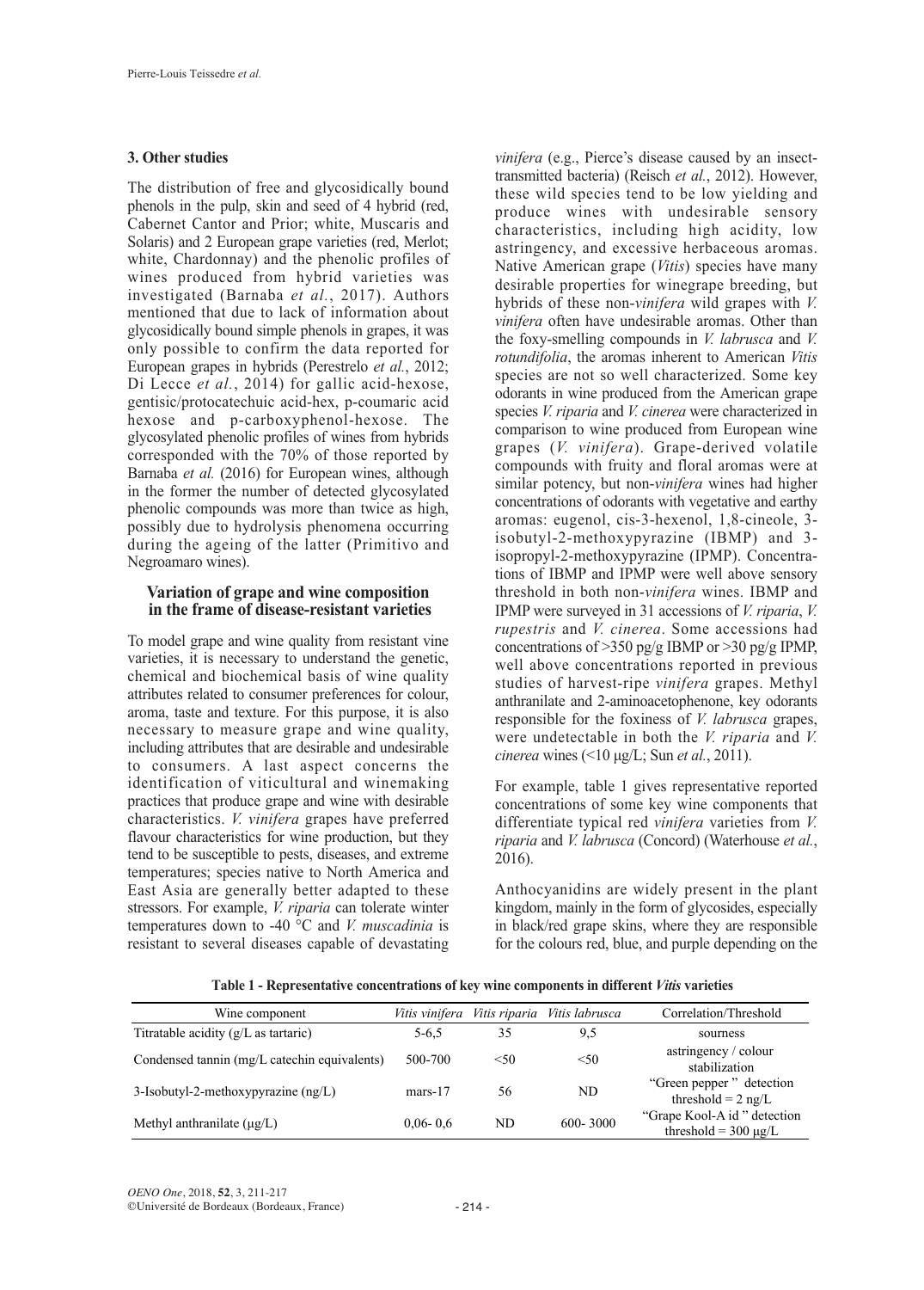### 3. Other studies

The distribution of free and glycosidically bound phenols in the pulp, skin and seed of 4 hybrid (red, Cabernet Cantor and Prior; white, Muscaris and Solaris) and 2 European grape varieties (red, Merlot; white, Chardonnay) and the phenolic profiles of wines produced from hybrid varieties was investigated (Barnaba *et al.*, 2017). Authors mentioned that due to lack of information about glycosidically bound simple phenols in grapes, it was only possible to confirm the data reported for European grapes in hybrids (Perestrelo *et al.*, 2012; Di Lecce *et al.*, 2014) for gallic acid-hexose, gentisic/protocatechuic acid-hex, p-coumaric acid hexose and p-carboxyphenol-hexose. The glycosylated phenolic profiles of wines from hybrids corresponded with the 70% of those reported by Barnaba *et al.* (2016) for European wines, although in the former the number of detected glycosylated phenolic compounds was more than twice as high, possibly due to hydrolysis phenomena occurring during the ageing of the latter (Primitivo and Negroamaro wines).

## Variation of grape and wine composition in the frame of disease-resistant varieties

To model grape and wine quality from resistant vine varieties, it is necessary to understand the genetic, chemical and biochemical basis of wine quality attributes related to consumer preferences for colour, aroma, taste and texture. For this purpose, it is also necessary to measure grape and wine quality, including attributes that are desirable and undesirable to consumers. A last aspect concerns the identification of viticultural and winemaking practices that produce grape and wine with desirable characteristics. *V. vinifera* grapes have preferred flavour characteristics for wine production, but they tend to be susceptible to pests, diseases, and extreme temperatures; species native to North America and East Asia are generally better adapted to these stressors. For example, *V. riparia* can tolerate winter temperatures down to -40 °C and *V. muscadinia* is resistant to several diseases capable of devastating *vinifera* (e.g., Pierce's disease caused by an insect-transmitted bacteria) (Reisch *et al.*, 2012). However, these wild species tend to be low yielding and produce wines with undesirable sensory characteristics, including high acidity, low astringency, and excessive herbaceous aromas. Native American grape (*Vitis*) species have many desirable properties for winegrape breeding, but hybrids of these non-*vinifera* wild grapes with *V. vinifera* often have undesirable aromas. Other than the foxy-smelling compounds in *V. labrusca* and *V. rotundifolia*, the aromas inherent to American *Vitis* species are not so well characterized. Some key odorants in wine produced from the American grape species *V. riparia* and *V. cinerea* were characterized in comparison to wine produced from European wine grapes (*V. vinifera*). Grape-derived volatile compounds with fruity and floral aromas were at similar potency, but non-*vinifera* wines had higher concentrations of odorants with vegetative and earthy aromas: eugenol, cis-3-hexenol, 1,8-cineole, 3-isobutyl-2-methoxypyrazine (IBMP) and 3-isopropyl-2-methoxypyrazine (IPMP). Concentrations of IBMP and IPMP were well above sensory threshold in both non-*vinifera* wines. IBMP and IPMP were surveyed in 31 accessions of *V. riparia*, *V. rupestris* and *V. cinerea*. Some accessions had concentrations of >350 pg/g IBMP or >30 pg/g IPMP, well above concentrations reported in previous studies of harvest-ripe *vinifera* grapes. Methyl anthranilate and 2-aminoacetophenone, key odorants responsible for the foxiness of *V. labrusca* grapes, were undetectable in both the *V. riparia* and *V. cinerea* wines (<10 µg/L; Sun *et al.*, 2011).

For example, table 1 gives representative reported concentrations of some key wine components that differentiate typical red *vinifera* varieties from *V. riparia* and *V. labrusca* (Concord) (Waterhouse *et al.*, 2016).

Anthocyanidins are widely present in the plant kingdom, mainly in the form of glycosides, especially in black/red grape skins, where they are responsible for the colours red, blue, and purple depending on the

**Table 1 - Representative concentrations of key wine components in different *Vitis* varieties**

| Wine component | *Vitis vinifera* | *Vitis riparia* | *Vitis labrusca* | Correlation/Threshold |
|---|---|---|---|---|
| Titratable acidity (g/L as tartaric) | 5-6,5 | 35 | 9,5 | sourness |
| Condensed tannin (mg/L catechin equivalents) | 500-700 | <50 | <50 | astringency / colour stabilization |
| 3-Isobutyl-2-methoxypyrazine (ng/L) | mars-17 | 56 | ND | "Green pepper" detection threshold = 2 ng/L |
| Methyl anthranilate (µg/L) | 0,06- 0,6 | ND | 600- 3000 | "Grape Kool-A id" detection threshold = 300 µg/L |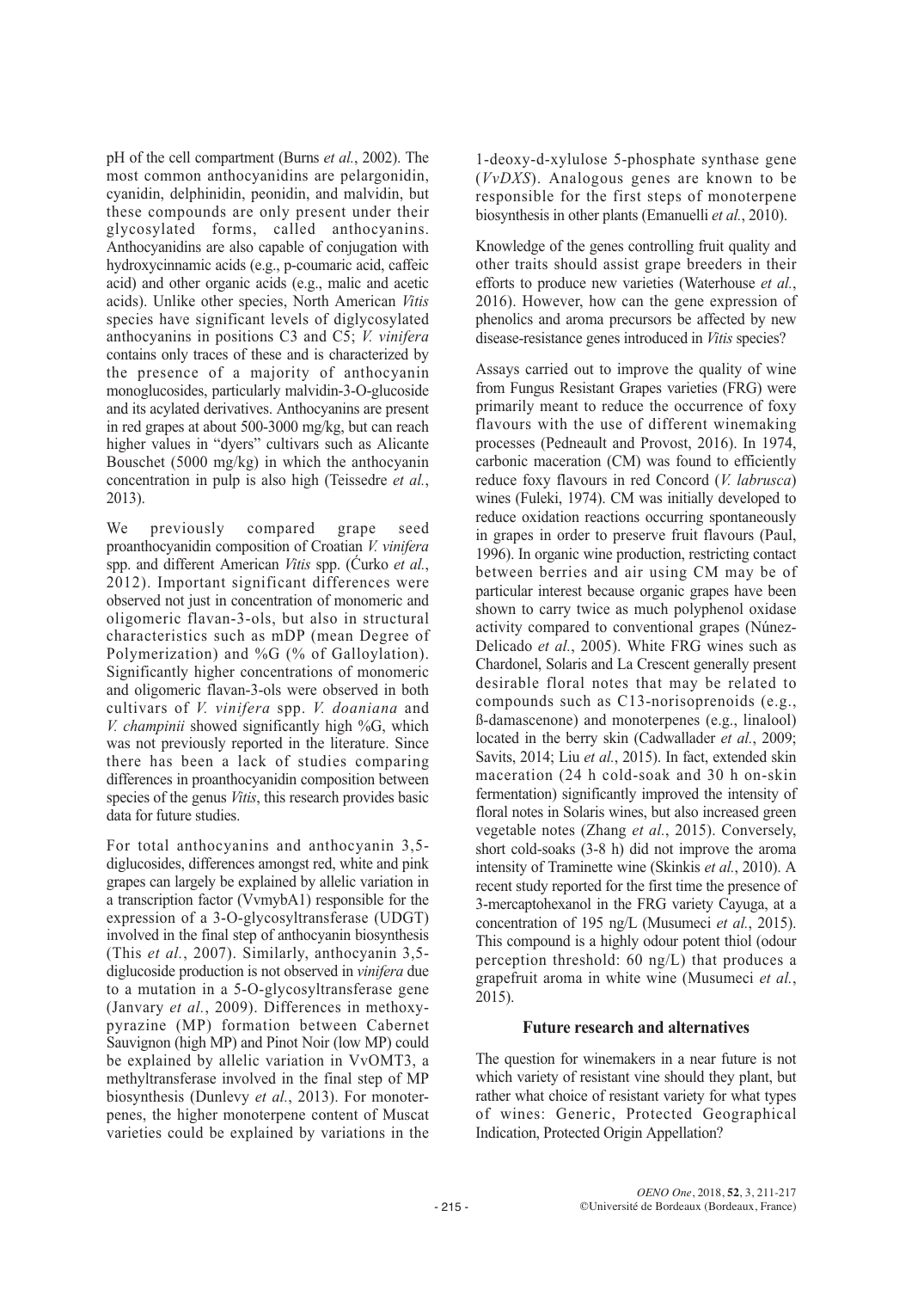pH of the cell compartment (Burns *et al.*, 2002). The most common anthocyanidins are pelargonidin, cyanidin, delphinidin, peonidin, and malvidin, but these compounds are only present under their glycosylated forms, called anthocyanins. Anthocyanidins are also capable of conjugation with hydroxycinnamic acids (e.g., p-coumaric acid, caffeic acid) and other organic acids (e.g., malic and acetic acids). Unlike other species, North American *Vitis* species have significant levels of diglycosylated anthocyanins in positions C3 and C5; *V. vinifera* contains only traces of these and is characterized by the presence of a majority of anthocyanin monoglucosides, particularly malvidin-3-O-glucoside and its acylated derivatives. Anthocyanins are present in red grapes at about 500-3000 mg/kg, but can reach higher values in "dyers" cultivars such as Alicante Bouschet (5000 mg/kg) in which the anthocyanin concentration in pulp is also high (Teissedre *et al.*, 2013).

We previously compared grape seed proanthocyanidin composition of Croatian *V. vinifera* spp. and different American *Vitis* spp. (Ćurko *et al.*, 2012). Important significant differences were observed not just in concentration of monomeric and oligomeric flavan-3-ols, but also in structural characteristics such as mDP (mean Degree of Polymerization) and %G (% of Galloylation). Significantly higher concentrations of monomeric and oligomeric flavan-3-ols were observed in both cultivars of *V. vinifera* spp. *V. doaniana* and *V. champinii* showed significantly high %G, which was not previously reported in the literature. Since there has been a lack of studies comparing differences in proanthocyanidin composition between species of the genus *Vitis*, this research provides basic data for future studies.

For total anthocyanins and anthocyanin 3,5-diglucosides, differences amongst red, white and pink grapes can largely be explained by allelic variation in a transcription factor (VvmybA1) responsible for the expression of a 3-O-glycosyltransferase (UDGT) involved in the final step of anthocyanin biosynthesis (This *et al.*, 2007). Similarly, anthocyanin 3,5-diglucoside production is not observed in *vinifera* due to a mutation in a 5-O-glycosyltransferase gene (Janvary *et al.*, 2009). Differences in methoxypyrazine (MP) formation between Cabernet Sauvignon (high MP) and Pinot Noir (low MP) could be explained by allelic variation in VvOMT3, a methyltransferase involved in the final step of MP biosynthesis (Dunlevy *et al.*, 2013). For monoterpenes, the higher monoterpene content of Muscat varieties could be explained by variations in the 1-deoxy-d-xylulose 5-phosphate synthase gene (*VvDXS*). Analogous genes are known to be responsible for the first steps of monoterpene biosynthesis in other plants (Emanuelli *et al.*, 2010).

Knowledge of the genes controlling fruit quality and other traits should assist grape breeders in their efforts to produce new varieties (Waterhouse *et al.*, 2016). However, how can the gene expression of phenolics and aroma precursors be affected by new disease-resistance genes introduced in *Vitis* species?

Assays carried out to improve the quality of wine from Fungus Resistant Grapes varieties (FRG) were primarily meant to reduce the occurrence of foxy flavours with the use of different winemaking processes (Pedneault and Provost, 2016). In 1974, carbonic maceration (CM) was found to efficiently reduce foxy flavours in red Concord (*V. labrusca*) wines (Fuleki, 1974). CM was initially developed to reduce oxidation reactions occurring spontaneously in grapes in order to preserve fruit flavours (Paul, 1996). In organic wine production, restricting contact between berries and air using CM may be of particular interest because organic grapes have been shown to carry twice as much polyphenol oxidase activity compared to conventional grapes (Núnez-Delicado *et al.*, 2005). White FRG wines such as Chardonel, Solaris and La Crescent generally present desirable floral notes that may be related to compounds such as C13-norisoprenoids (e.g., ß-damascenone) and monoterpenes (e.g., linalool) located in the berry skin (Cadwallader *et al.*, 2009; Savits, 2014; Liu *et al.*, 2015). In fact, extended skin maceration (24 h cold-soak and 30 h on-skin fermentation) significantly improved the intensity of floral notes in Solaris wines, but also increased green vegetable notes (Zhang *et al.*, 2015). Conversely, short cold-soaks (3-8 h) did not improve the aroma intensity of Traminette wine (Skinkis *et al.*, 2010). A recent study reported for the first time the presence of 3-mercaptohexanol in the FRG variety Cayuga, at a concentration of 195 ng/L (Musumeci *et al.*, 2015). This compound is a highly odour potent thiol (odour perception threshold: 60 ng/L) that produces a grapefruit aroma in white wine (Musumeci *et al.*, 2015).

## Future research and alternatives

The question for winemakers in a near future is not which variety of resistant vine should they plant, but rather what choice of resistant variety for what types of wines: Generic, Protected Geographical Indication, Protected Origin Appellation?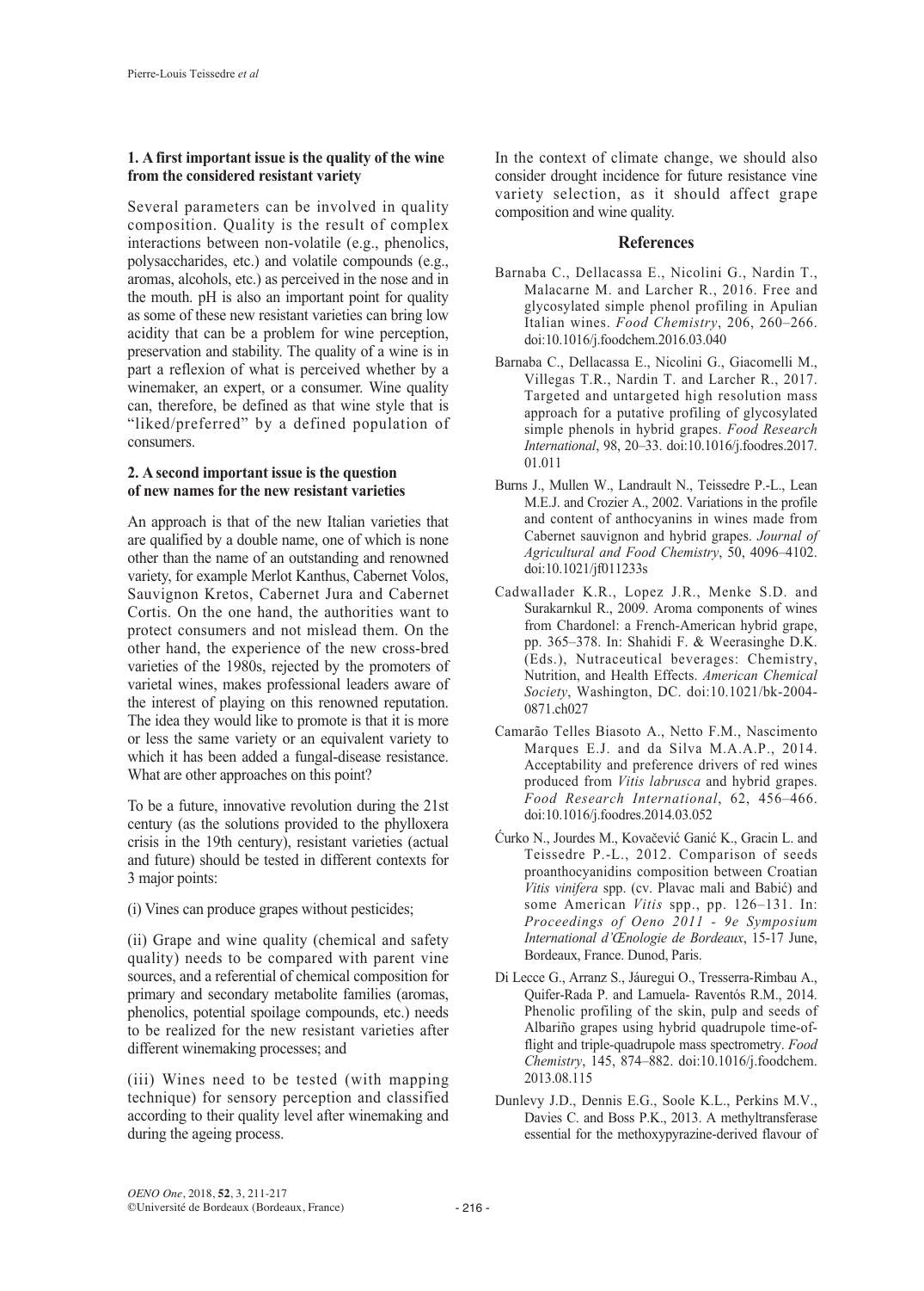**1. A first important issue is the quality of the wine from the considered resistant variety**

Several parameters can be involved in quality composition. Quality is the result of complex interactions between non-volatile (e.g., phenolics, polysaccharides, etc.) and volatile compounds (e.g., aromas, alcohols, etc.) as perceived in the nose and in the mouth. pH is also an important point for quality as some of these new resistant varieties can bring low acidity that can be a problem for wine perception, preservation and stability. The quality of a wine is in part a reflexion of what is perceived whether by a winemaker, an expert, or a consumer. Wine quality can, therefore, be defined as that wine style that is "liked/preferred" by a defined population of consumers.

**2. A second important issue is the question of new names for the new resistant varieties**

An approach is that of the new Italian varieties that are qualified by a double name, one of which is none other than the name of an outstanding and renowned variety, for example Merlot Kanthus, Cabernet Volos, Sauvignon Kretos, Cabernet Jura and Cabernet Cortis. On the one hand, the authorities want to protect consumers and not mislead them. On the other hand, the experience of the new cross-bred varieties of the 1980s, rejected by the promoters of varietal wines, makes professional leaders aware of the interest of playing on this renowned reputation. The idea they would like to promote is that it is more or less the same variety or an equivalent variety to which it has been added a fungal-disease resistance. What are other approaches on this point?

To be a future, innovative revolution during the 21st century (as the solutions provided to the phylloxera crisis in the 19th century), resistant varieties (actual and future) should be tested in different contexts for 3 major points:

(i) Vines can produce grapes without pesticides;

(ii) Grape and wine quality (chemical and safety quality) needs to be compared with parent vine sources, and a referential of chemical composition for primary and secondary metabolite families (aromas, phenolics, potential spoilage compounds, etc.) needs to be realized for the new resistant varieties after different winemaking processes; and

(iii) Wines need to be tested (with mapping technique) for sensory perception and classified according to their quality level after winemaking and during the ageing process.

In the context of climate change, we should also consider drought incidence for future resistance vine variety selection, as it should affect grape composition and wine quality.

## References

Barnaba C., Dellacassa E., Nicolini G., Nardin T., Malacarne M. and Larcher R., 2016. Free and glycosylated simple phenol profiling in Apulian Italian wines. *Food Chemistry*, 206, 260–266. doi:10.1016/j.foodchem.2016.03.040

Barnaba C., Dellacassa E., Nicolini G., Giacomelli M., Villegas T.R., Nardin T. and Larcher R., 2017. Targeted and untargeted high resolution mass approach for a putative profiling of glycosylated simple phenols in hybrid grapes. *Food Research International*, 98, 20–33. doi:10.1016/j.foodres.2017.01.011

Burns J., Mullen W., Landrault N., Teissedre P.-L., Lean M.E.J. and Crozier A., 2002. Variations in the profile and content of anthocyanins in wines made from Cabernet sauvignon and hybrid grapes. *Journal of Agricultural and Food Chemistry*, 50, 4096–4102. doi:10.1021/jf011233s

Cadwallader K.R., Lopez J.R., Menke S.D. and Surakarnkul R., 2009. Aroma components of wines from Chardonel: a French-American hybrid grape, pp. 365–378. In: Shahidi F. & Weerasinghe D.K. (Eds.), Nutraceutical beverages: Chemistry, Nutrition, and Health Effects. *American Chemical Society*, Washington, DC. doi:10.1021/bk-2004-0871.ch027

Camarão Telles Biasoto A., Netto F.M., Nascimento Marques E.J. and da Silva M.A.A.P., 2014. Acceptability and preference drivers of red wines produced from *Vitis labrusca* and hybrid grapes. *Food Research International*, 62, 456–466. doi:10.1016/j.foodres.2014.03.052

Ćurko N., Jourdes M., Kovačević Ganić K., Gracin L. and Teissedre P.-L., 2012. Comparison of seeds proanthocyanidins composition between Croatian *Vitis vinifera* spp. (cv. Plavac mali and Babić) and some American *Vitis* spp., pp. 126–131. In: *Proceedings of Oeno 2011 - 9e Symposium International d'Œnologie de Bordeaux*, 15-17 June, Bordeaux, France. Dunod, Paris.

Di Lecce G., Arranz S., Jáuregui O., Tresserra-Rimbau A., Quifer-Rada P. and Lamuela- Raventós R.M., 2014. Phenolic profiling of the skin, pulp and seeds of Albariño grapes using hybrid quadrupole time-of-flight and triple-quadrupole mass spectrometry. *Food Chemistry*, 145, 874–882. doi:10.1016/j.foodchem.2013.08.115

Dunlevy J.D., Dennis E.G., Soole K.L., Perkins M.V., Davies C. and Boss P.K., 2013. A methyltransferase essential for the methoxypyrazine-derived flavour of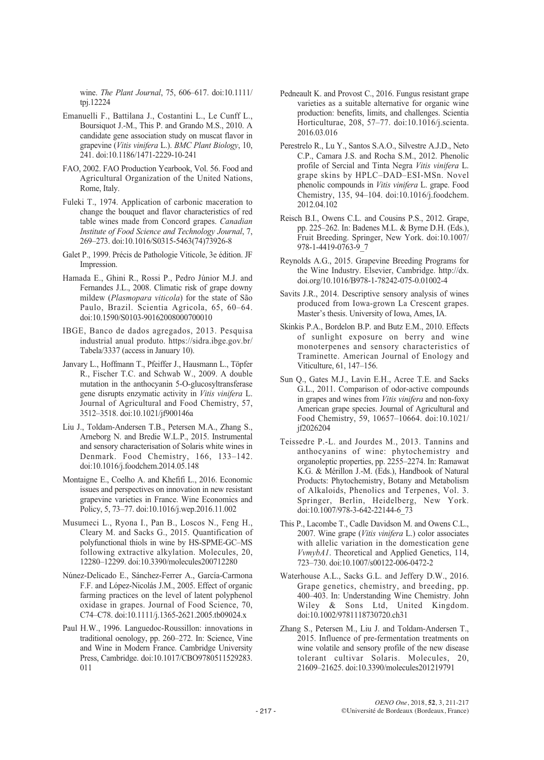wine. *The Plant Journal*, 75, 606–617. doi:10.1111/tpj.12224

Emanuelli F., Battilana J., Costantini L., Le Cunff L., Boursiquot J.-M., This P. and Grando M.S., 2010. A candidate gene association study on muscat flavor in grapevine (*Vitis vinifera* L.). *BMC Plant Biology*, 10, 241. doi:10.1186/1471-2229-10-241

FAO, 2002. FAO Production Yearbook, Vol. 56. Food and Agricultural Organization of the United Nations, Rome, Italy.

Fuleki T., 1974. Application of carbonic maceration to change the bouquet and flavor characteristics of red table wines made from Concord grapes. *Canadian Institute of Food Science and Technology Journal*, 7, 269–273. doi:10.1016/S0315-5463(74)73926-8

Galet P., 1999. Précis de Pathologie Viticole, 3e édition. JF Impression.

Hamada E., Ghini R., Rossi P., Pedro Júnior M.J. and Fernandes J.L., 2008. Climatic risk of grape downy mildew (*Plasmopara viticola*) for the state of São Paulo, Brazil. Scientia Agricola, 65, 60–64. doi:10.1590/S0103-90162008000700010

IBGE, Banco de dados agregados, 2013. Pesquisa industrial anual produto. https://sidra.ibge.gov.br/Tabela/3337 (access in January 10).

Janvary L., Hoffmann T., Pfeiffer J., Hausmann L., Töpfer R., Fischer T.C. and Schwab W., 2009. A double mutation in the anthocyanin 5-O-glucosyltransferase gene disrupts enzymatic activity in *Vitis vinifera* L. Journal of Agricultural and Food Chemistry, 57, 3512–3518. doi:10.1021/jf900146a

Liu J., Toldam-Andersen T.B., Petersen M.A., Zhang S., Arneborg N. and Bredie W.L.P., 2015. Instrumental and sensory characterisation of Solaris white wines in Denmark. Food Chemistry, 166, 133–142. doi:10.1016/j.foodchem.2014.05.148

Montaigne E., Coelho A. and Khefifi L., 2016. Economic issues and perspectives on innovation in new resistant grapevine varieties in France. Wine Economics and Policy, 5, 73–77. doi:10.1016/j.wep.2016.11.002

Musumeci L., Ryona I., Pan B., Loscos N., Feng H., Cleary M. and Sacks G., 2015. Quantification of polyfunctional thiols in wine by HS-SPME-GC–MS following extractive alkylation. Molecules, 20, 12280–12299. doi:10.3390/molecules200712280

Núnez-Delicado E., Sánchez-Ferrer A., García-Carmona F.F. and López-Nicolás J.M., 2005. Effect of organic farming practices on the level of latent polyphenol oxidase in grapes. Journal of Food Science, 70, C74–C78. doi:10.1111/j.1365-2621.2005.tb09024.x

Paul H.W., 1996. Languedoc-Roussillon: innovations in traditional oenology, pp. 260–272. In: Science, Vine and Wine in Modern France. Cambridge University Press, Cambridge. doi:10.1017/CBO9780511529283.011

Pedneault K. and Provost C., 2016. Fungus resistant grape varieties as a suitable alternative for organic wine production: benefits, limits, and challenges. Scientia Horticulturae, 208, 57–77. doi:10.1016/j.scienta.2016.03.016

Perestrelo R., Lu Y., Santos S.A.O., Silvestre A.J.D., Neto C.P., Camara J.S. and Rocha S.M., 2012. Phenolic profile of Sercial and Tinta Negra *Vitis vinifera* L. grape skins by HPLC–DAD–ESI-MSn. Novel phenolic compounds in *Vitis vinifera* L. grape. Food Chemistry, 135, 94–104. doi:10.1016/j.foodchem.2012.04.102

Reisch B.I., Owens C.L. and Cousins P.S., 2012. Grape, pp. 225–262. In: Badenes M.L. & Byrne D.H. (Eds.), Fruit Breeding. Springer, New York. doi:10.1007/978-1-4419-0763-9_7

Reynolds A.G., 2015. Grapevine Breeding Programs for the Wine Industry. Elsevier, Cambridge. http://dx.doi.org/10.1016/B978-1-78242-075-0.01002-4

Savits J.R., 2014. Descriptive sensory analysis of wines produced from Iowa-grown La Crescent grapes. Master's thesis. University of Iowa, Ames, IA.

Skinkis P.A., Bordelon B.P. and Butz E.M., 2010. Effects of sunlight exposure on berry and wine monoterpenes and sensory characteristics of Traminette. American Journal of Enology and Viticulture, 61, 147–156.

Sun Q., Gates M.J., Lavin E.H., Acree T.E. and Sacks G.L., 2011. Comparison of odor-active compounds in grapes and wines from *Vitis vinifera* and non-foxy American grape species. Journal of Agricultural and Food Chemistry, 59, 10657–10664. doi:10.1021/jf2026204

Teissedre P.-L. and Jourdes M., 2013. Tannins and anthocyanins of wine: phytochemistry and organoleptic properties, pp. 2255–2274. In: Ramawat K.G. & Mérillon J.-M. (Eds.), Handbook of Natural Products: Phytochemistry, Botany and Metabolism of Alkaloids, Phenolics and Terpenes, Vol. 3. Springer, Berlin, Heidelberg, New York. doi:10.1007/978-3-642-22144-6_73

This P., Lacombe T., Cadle Davidson M. and Owens C.L., 2007. Wine grape (*Vitis vinifera* L.) color associates with allelic variation in the domestication gene *VvmybA1*. Theoretical and Applied Genetics, 114, 723–730. doi:10.1007/s00122-006-0472-2

Waterhouse A.L., Sacks G.L. and Jeffery D.W., 2016. Grape genetics, chemistry, and breeding, pp. 400–403. In: Understanding Wine Chemistry. John Wiley & Sons Ltd, United Kingdom. doi:10.1002/9781118730720.ch31

Zhang S., Petersen M., Liu J. and Toldam-Andersen T., 2015. Influence of pre-fermentation treatments on wine volatile and sensory profile of the new disease tolerant cultivar Solaris. Molecules, 20, 21609–21625. doi:10.3390/molecules201219791